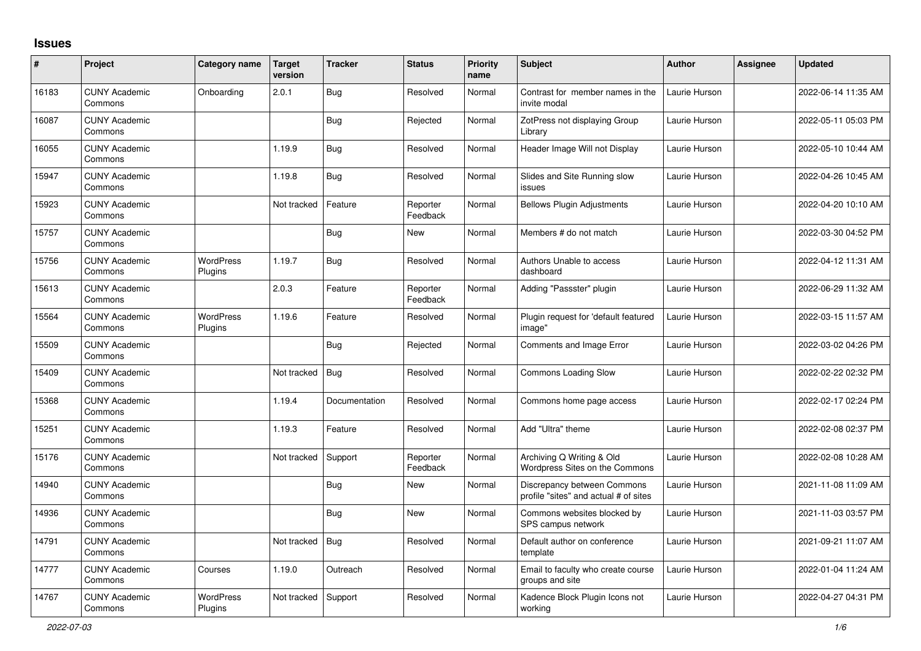# Issues

| # | Project | Category name | Target version | Tracker | Status | Priority name | Subject | Author | Assignee | Updated |
|---|---|---|---|---|---|---|---|---|---|---|
| 16183 | CUNY Academic Commons | Onboarding | 2.0.1 | Bug | Resolved | Normal | Contrast for member names in the invite modal | Laurie Hurson | | 2022-06-14 11:35 AM |
| 16087 | CUNY Academic Commons | | | Bug | Rejected | Normal | ZotPress not displaying Group Library | Laurie Hurson | | 2022-05-11 05:03 PM |
| 16055 | CUNY Academic Commons | | 1.19.9 | Bug | Resolved | Normal | Header Image Will not Display | Laurie Hurson | | 2022-05-10 10:44 AM |
| 15947 | CUNY Academic Commons | | 1.19.8 | Bug | Resolved | Normal | Slides and Site Running slow issues | Laurie Hurson | | 2022-04-26 10:45 AM |
| 15923 | CUNY Academic Commons | | Not tracked | Feature | Reporter Feedback | Normal | Bellows Plugin Adjustments | Laurie Hurson | | 2022-04-20 10:10 AM |
| 15757 | CUNY Academic Commons | | | Bug | New | Normal | Members # do not match | Laurie Hurson | | 2022-03-30 04:52 PM |
| 15756 | CUNY Academic Commons | WordPress Plugins | 1.19.7 | Bug | Resolved | Normal | Authors Unable to access dashboard | Laurie Hurson | | 2022-04-12 11:31 AM |
| 15613 | CUNY Academic Commons | | 2.0.3 | Feature | Reporter Feedback | Normal | Adding "Passster" plugin | Laurie Hurson | | 2022-06-29 11:32 AM |
| 15564 | CUNY Academic Commons | WordPress Plugins | 1.19.6 | Feature | Resolved | Normal | Plugin request for 'default featured image" | Laurie Hurson | | 2022-03-15 11:57 AM |
| 15509 | CUNY Academic Commons | | | Bug | Rejected | Normal | Comments and Image Error | Laurie Hurson | | 2022-03-02 04:26 PM |
| 15409 | CUNY Academic Commons | | Not tracked | Bug | Resolved | Normal | Commons Loading Slow | Laurie Hurson | | 2022-02-22 02:32 PM |
| 15368 | CUNY Academic Commons | | 1.19.4 | Documentation | Resolved | Normal | Commons home page access | Laurie Hurson | | 2022-02-17 02:24 PM |
| 15251 | CUNY Academic Commons | | 1.19.3 | Feature | Resolved | Normal | Add "Ultra" theme | Laurie Hurson | | 2022-02-08 02:37 PM |
| 15176 | CUNY Academic Commons | | Not tracked | Support | Reporter Feedback | Normal | Archiving Q Writing & Old Wordpress Sites on the Commons | Laurie Hurson | | 2022-02-08 10:28 AM |
| 14940 | CUNY Academic Commons | | | Bug | New | Normal | Discrepancy between Commons profile "sites" and actual # of sites | Laurie Hurson | | 2021-11-08 11:09 AM |
| 14936 | CUNY Academic Commons | | | Bug | New | Normal | Commons websites blocked by SPS campus network | Laurie Hurson | | 2021-11-03 03:57 PM |
| 14791 | CUNY Academic Commons | | Not tracked | Bug | Resolved | Normal | Default author on conference template | Laurie Hurson | | 2021-09-21 11:07 AM |
| 14777 | CUNY Academic Commons | Courses | 1.19.0 | Outreach | Resolved | Normal | Email to faculty who create course groups and site | Laurie Hurson | | 2022-01-04 11:24 AM |
| 14767 | CUNY Academic Commons | WordPress Plugins | Not tracked | Support | Resolved | Normal | Kadence Block Plugin Icons not working | Laurie Hurson | | 2022-04-27 04:31 PM |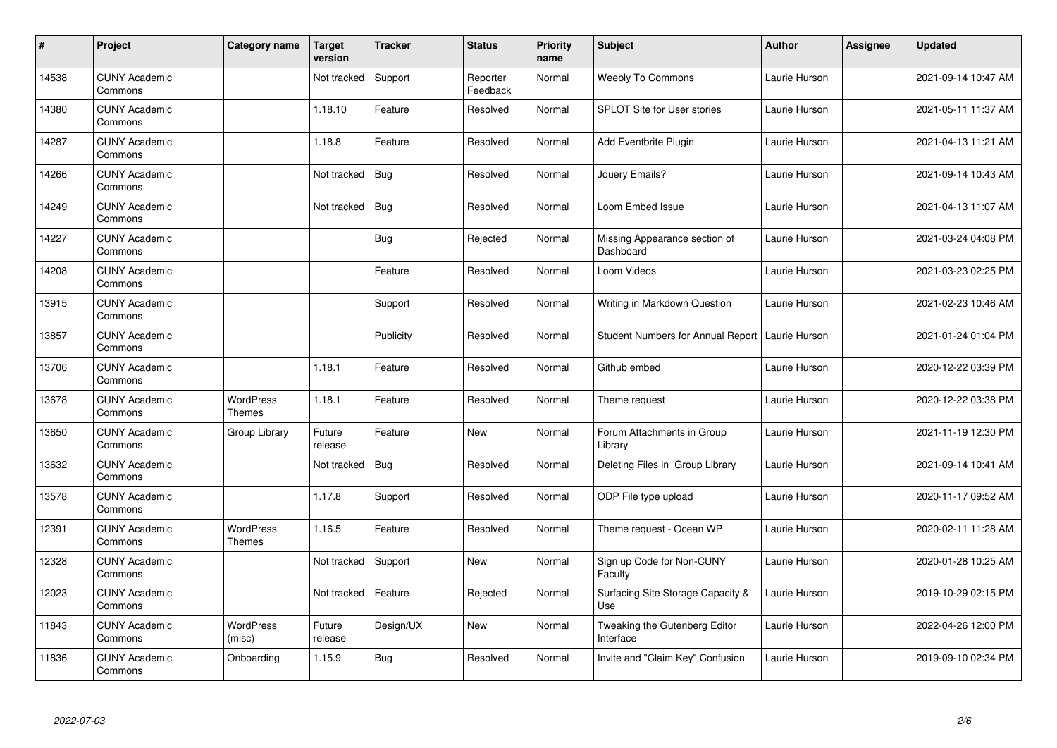| # | Project | Category name | Target version | Tracker | Status | Priority name | Subject | Author | Assignee | Updated |
|---|---|---|---|---|---|---|---|---|---|---|
| 14538 | CUNY Academic Commons | | Not tracked | Support | Reporter Feedback | Normal | Weebly To Commons | Laurie Hurson | | 2021-09-14 10:47 AM |
| 14380 | CUNY Academic Commons | | 1.18.10 | Feature | Resolved | Normal | SPLOT Site for User stories | Laurie Hurson | | 2021-05-11 11:37 AM |
| 14287 | CUNY Academic Commons | | 1.18.8 | Feature | Resolved | Normal | Add Eventbrite Plugin | Laurie Hurson | | 2021-04-13 11:21 AM |
| 14266 | CUNY Academic Commons | | Not tracked | Bug | Resolved | Normal | Jquery Emails? | Laurie Hurson | | 2021-09-14 10:43 AM |
| 14249 | CUNY Academic Commons | | Not tracked | Bug | Resolved | Normal | Loom Embed Issue | Laurie Hurson | | 2021-04-13 11:07 AM |
| 14227 | CUNY Academic Commons | | | Bug | Rejected | Normal | Missing Appearance section of Dashboard | Laurie Hurson | | 2021-03-24 04:08 PM |
| 14208 | CUNY Academic Commons | | | Feature | Resolved | Normal | Loom Videos | Laurie Hurson | | 2021-03-23 02:25 PM |
| 13915 | CUNY Academic Commons | | | Support | Resolved | Normal | Writing in Markdown Question | Laurie Hurson | | 2021-02-23 10:46 AM |
| 13857 | CUNY Academic Commons | | | Publicity | Resolved | Normal | Student Numbers for Annual Report | Laurie Hurson | | 2021-01-24 01:04 PM |
| 13706 | CUNY Academic Commons | | 1.18.1 | Feature | Resolved | Normal | Github embed | Laurie Hurson | | 2020-12-22 03:39 PM |
| 13678 | CUNY Academic Commons | WordPress Themes | 1.18.1 | Feature | Resolved | Normal | Theme request | Laurie Hurson | | 2020-12-22 03:38 PM |
| 13650 | CUNY Academic Commons | Group Library | Future release | Feature | New | Normal | Forum Attachments in Group Library | Laurie Hurson | | 2021-11-19 12:30 PM |
| 13632 | CUNY Academic Commons | | Not tracked | Bug | Resolved | Normal | Deleting Files in Group Library | Laurie Hurson | | 2021-09-14 10:41 AM |
| 13578 | CUNY Academic Commons | | 1.17.8 | Support | Resolved | Normal | ODP File type upload | Laurie Hurson | | 2020-11-17 09:52 AM |
| 12391 | CUNY Academic Commons | WordPress Themes | 1.16.5 | Feature | Resolved | Normal | Theme request - Ocean WP | Laurie Hurson | | 2020-02-11 11:28 AM |
| 12328 | CUNY Academic Commons | | Not tracked | Support | New | Normal | Sign up Code for Non-CUNY Faculty | Laurie Hurson | | 2020-01-28 10:25 AM |
| 12023 | CUNY Academic Commons | | Not tracked | Feature | Rejected | Normal | Surfacing Site Storage Capacity & Use | Laurie Hurson | | 2019-10-29 02:15 PM |
| 11843 | CUNY Academic Commons | WordPress (misc) | Future release | Design/UX | New | Normal | Tweaking the Gutenberg Editor Interface | Laurie Hurson | | 2022-04-26 12:00 PM |
| 11836 | CUNY Academic Commons | Onboarding | 1.15.9 | Bug | Resolved | Normal | Invite and "Claim Key" Confusion | Laurie Hurson | | 2019-09-10 02:34 PM |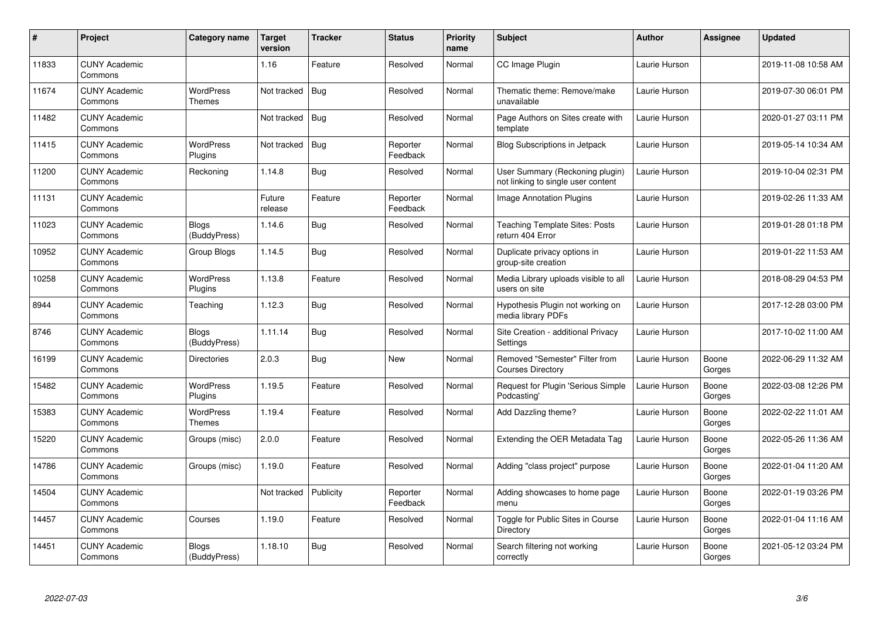| # | Project | Category name | Target version | Tracker | Status | Priority name | Subject | Author | Assignee | Updated |
|---|---|---|---|---|---|---|---|---|---|---|
| 11833 | CUNY Academic Commons | | 1.16 | Feature | Resolved | Normal | CC Image Plugin | Laurie Hurson | | 2019-11-08 10:58 AM |
| 11674 | CUNY Academic Commons | WordPress Themes | Not tracked | Bug | Resolved | Normal | Thematic theme: Remove/make unavailable | Laurie Hurson | | 2019-07-30 06:01 PM |
| 11482 | CUNY Academic Commons | | Not tracked | Bug | Resolved | Normal | Page Authors on Sites create with template | Laurie Hurson | | 2020-01-27 03:11 PM |
| 11415 | CUNY Academic Commons | WordPress Plugins | Not tracked | Bug | Reporter Feedback | Normal | Blog Subscriptions in Jetpack | Laurie Hurson | | 2019-05-14 10:34 AM |
| 11200 | CUNY Academic Commons | Reckoning | 1.14.8 | Bug | Resolved | Normal | User Summary (Reckoning plugin) not linking to single user content | Laurie Hurson | | 2019-10-04 02:31 PM |
| 11131 | CUNY Academic Commons | | Future release | Feature | Reporter Feedback | Normal | Image Annotation Plugins | Laurie Hurson | | 2019-02-26 11:33 AM |
| 11023 | CUNY Academic Commons | Blogs (BuddyPress) | 1.14.6 | Bug | Resolved | Normal | Teaching Template Sites: Posts return 404 Error | Laurie Hurson | | 2019-01-28 01:18 PM |
| 10952 | CUNY Academic Commons | Group Blogs | 1.14.5 | Bug | Resolved | Normal | Duplicate privacy options in group-site creation | Laurie Hurson | | 2019-01-22 11:53 AM |
| 10258 | CUNY Academic Commons | WordPress Plugins | 1.13.8 | Feature | Resolved | Normal | Media Library uploads visible to all users on site | Laurie Hurson | | 2018-08-29 04:53 PM |
| 8944 | CUNY Academic Commons | Teaching | 1.12.3 | Bug | Resolved | Normal | Hypothesis Plugin not working on media library PDFs | Laurie Hurson | | 2017-12-28 03:00 PM |
| 8746 | CUNY Academic Commons | Blogs (BuddyPress) | 1.11.14 | Bug | Resolved | Normal | Site Creation - additional Privacy Settings | Laurie Hurson | | 2017-10-02 11:00 AM |
| 16199 | CUNY Academic Commons | Directories | 2.0.3 | Bug | New | Normal | Removed "Semester" Filter from Courses Directory | Laurie Hurson | Boone Gorges | 2022-06-29 11:32 AM |
| 15482 | CUNY Academic Commons | WordPress Plugins | 1.19.5 | Feature | Resolved | Normal | Request for Plugin 'Serious Simple Podcasting' | Laurie Hurson | Boone Gorges | 2022-03-08 12:26 PM |
| 15383 | CUNY Academic Commons | WordPress Themes | 1.19.4 | Feature | Resolved | Normal | Add Dazzling theme? | Laurie Hurson | Boone Gorges | 2022-02-22 11:01 AM |
| 15220 | CUNY Academic Commons | Groups (misc) | 2.0.0 | Feature | Resolved | Normal | Extending the OER Metadata Tag | Laurie Hurson | Boone Gorges | 2022-05-26 11:36 AM |
| 14786 | CUNY Academic Commons | Groups (misc) | 1.19.0 | Feature | Resolved | Normal | Adding "class project" purpose | Laurie Hurson | Boone Gorges | 2022-01-04 11:20 AM |
| 14504 | CUNY Academic Commons | | Not tracked | Publicity | Reporter Feedback | Normal | Adding showcases to home page menu | Laurie Hurson | Boone Gorges | 2022-01-19 03:26 PM |
| 14457 | CUNY Academic Commons | Courses | 1.19.0 | Feature | Resolved | Normal | Toggle for Public Sites in Course Directory | Laurie Hurson | Boone Gorges | 2022-01-04 11:16 AM |
| 14451 | CUNY Academic Commons | Blogs (BuddyPress) | 1.18.10 | Bug | Resolved | Normal | Search filtering not working correctly | Laurie Hurson | Boone Gorges | 2021-05-12 03:24 PM |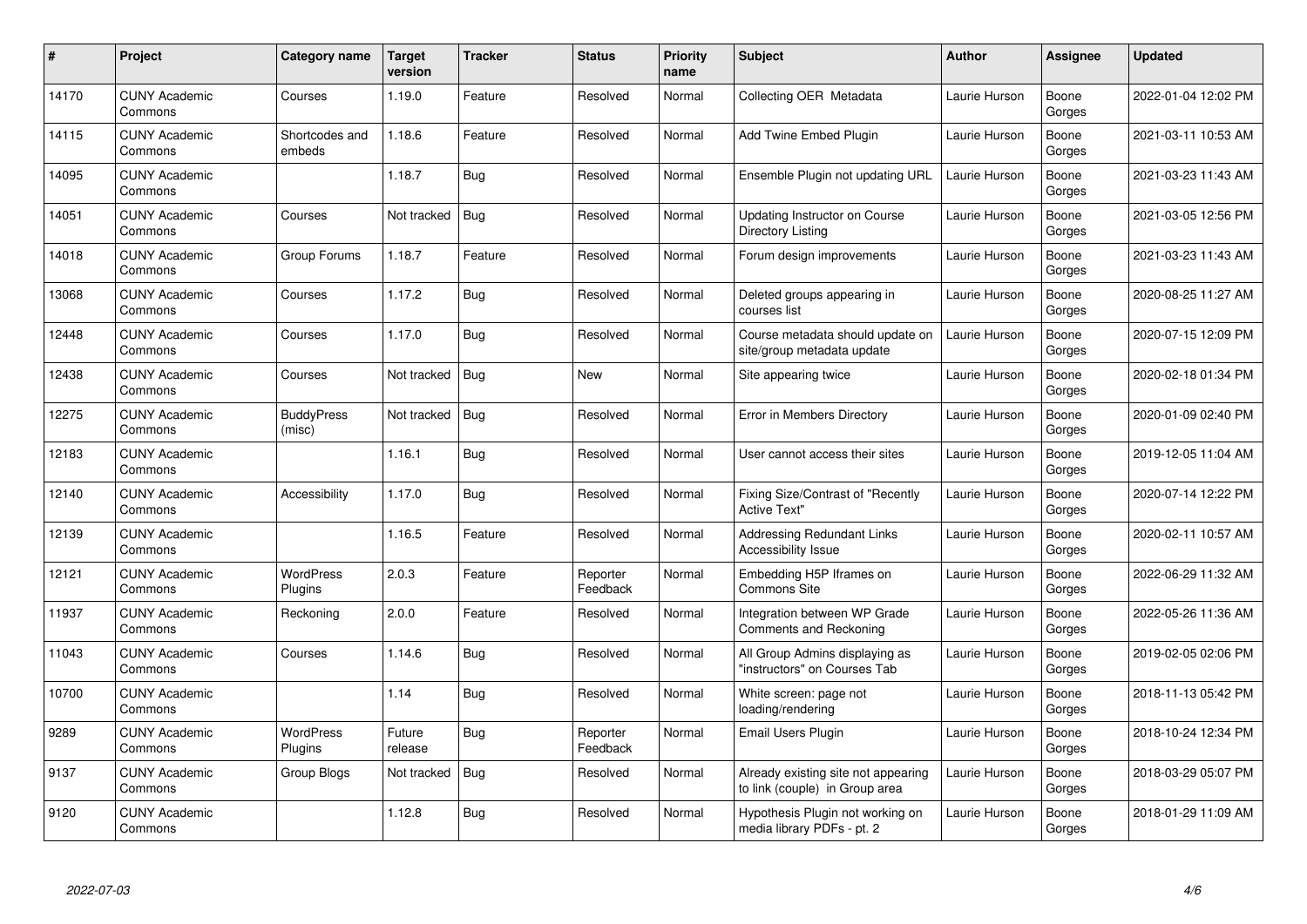| # | Project | Category name | Target version | Tracker | Status | Priority name | Subject | Author | Assignee | Updated |
|---|---|---|---|---|---|---|---|---|---|---|
| 14170 | CUNY Academic Commons | Courses | 1.19.0 | Feature | Resolved | Normal | Collecting OER Metadata | Laurie Hurson | Boone Gorges | 2022-01-04 12:02 PM |
| 14115 | CUNY Academic Commons | Shortcodes and embeds | 1.18.6 | Feature | Resolved | Normal | Add Twine Embed Plugin | Laurie Hurson | Boone Gorges | 2021-03-11 10:53 AM |
| 14095 | CUNY Academic Commons | | 1.18.7 | Bug | Resolved | Normal | Ensemble Plugin not updating URL | Laurie Hurson | Boone Gorges | 2021-03-23 11:43 AM |
| 14051 | CUNY Academic Commons | Courses | Not tracked | Bug | Resolved | Normal | Updating Instructor on Course Directory Listing | Laurie Hurson | Boone Gorges | 2021-03-05 12:56 PM |
| 14018 | CUNY Academic Commons | Group Forums | 1.18.7 | Feature | Resolved | Normal | Forum design improvements | Laurie Hurson | Boone Gorges | 2021-03-23 11:43 AM |
| 13068 | CUNY Academic Commons | Courses | 1.17.2 | Bug | Resolved | Normal | Deleted groups appearing in courses list | Laurie Hurson | Boone Gorges | 2020-08-25 11:27 AM |
| 12448 | CUNY Academic Commons | Courses | 1.17.0 | Bug | Resolved | Normal | Course metadata should update on site/group metadata update | Laurie Hurson | Boone Gorges | 2020-07-15 12:09 PM |
| 12438 | CUNY Academic Commons | Courses | Not tracked | Bug | New | Normal | Site appearing twice | Laurie Hurson | Boone Gorges | 2020-02-18 01:34 PM |
| 12275 | CUNY Academic Commons | BuddyPress (misc) | Not tracked | Bug | Resolved | Normal | Error in Members Directory | Laurie Hurson | Boone Gorges | 2020-01-09 02:40 PM |
| 12183 | CUNY Academic Commons | | 1.16.1 | Bug | Resolved | Normal | User cannot access their sites | Laurie Hurson | Boone Gorges | 2019-12-05 11:04 AM |
| 12140 | CUNY Academic Commons | Accessibility | 1.17.0 | Bug | Resolved | Normal | Fixing Size/Contrast of "Recently Active Text" | Laurie Hurson | Boone Gorges | 2020-07-14 12:22 PM |
| 12139 | CUNY Academic Commons | | 1.16.5 | Feature | Resolved | Normal | Addressing Redundant Links Accessibility Issue | Laurie Hurson | Boone Gorges | 2020-02-11 10:57 AM |
| 12121 | CUNY Academic Commons | WordPress Plugins | 2.0.3 | Feature | Reporter Feedback | Normal | Embedding H5P Iframes on Commons Site | Laurie Hurson | Boone Gorges | 2022-06-29 11:32 AM |
| 11937 | CUNY Academic Commons | Reckoning | 2.0.0 | Feature | Resolved | Normal | Integration between WP Grade Comments and Reckoning | Laurie Hurson | Boone Gorges | 2022-05-26 11:36 AM |
| 11043 | CUNY Academic Commons | Courses | 1.14.6 | Bug | Resolved | Normal | All Group Admins displaying as "instructors" on Courses Tab | Laurie Hurson | Boone Gorges | 2019-02-05 02:06 PM |
| 10700 | CUNY Academic Commons | | 1.14 | Bug | Resolved | Normal | White screen: page not loading/rendering | Laurie Hurson | Boone Gorges | 2018-11-13 05:42 PM |
| 9289 | CUNY Academic Commons | WordPress Plugins | Future release | Bug | Reporter Feedback | Normal | Email Users Plugin | Laurie Hurson | Boone Gorges | 2018-10-24 12:34 PM |
| 9137 | CUNY Academic Commons | Group Blogs | Not tracked | Bug | Resolved | Normal | Already existing site not appearing to link (couple) in Group area | Laurie Hurson | Boone Gorges | 2018-03-29 05:07 PM |
| 9120 | CUNY Academic Commons | | 1.12.8 | Bug | Resolved | Normal | Hypothesis Plugin not working on media library PDFs - pt. 2 | Laurie Hurson | Boone Gorges | 2018-01-29 11:09 AM |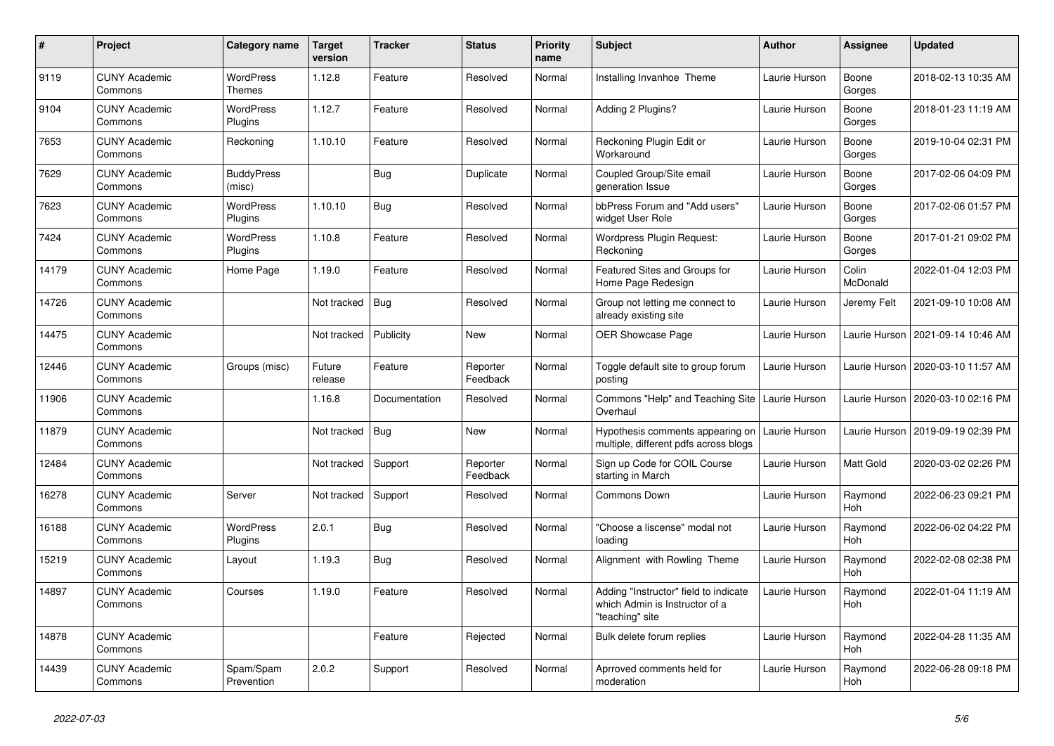| # | Project | Category name | Target version | Tracker | Status | Priority name | Subject | Author | Assignee | Updated |
|---|---|---|---|---|---|---|---|---|---|---|
| 9119 | CUNY Academic Commons | WordPress Themes | 1.12.8 | Feature | Resolved | Normal | Installing Invanhoe Theme | Laurie Hurson | Boone Gorges | 2018-02-13 10:35 AM |
| 9104 | CUNY Academic Commons | WordPress Plugins | 1.12.7 | Feature | Resolved | Normal | Adding 2 Plugins? | Laurie Hurson | Boone Gorges | 2018-01-23 11:19 AM |
| 7653 | CUNY Academic Commons | Reckoning | 1.10.10 | Feature | Resolved | Normal | Reckoning Plugin Edit or Workaround | Laurie Hurson | Boone Gorges | 2019-10-04 02:31 PM |
| 7629 | CUNY Academic Commons | BuddyPress (misc) | | Bug | Duplicate | Normal | Coupled Group/Site email generation Issue | Laurie Hurson | Boone Gorges | 2017-02-06 04:09 PM |
| 7623 | CUNY Academic Commons | WordPress Plugins | 1.10.10 | Bug | Resolved | Normal | bbPress Forum and "Add users" widget User Role | Laurie Hurson | Boone Gorges | 2017-02-06 01:57 PM |
| 7424 | CUNY Academic Commons | WordPress Plugins | 1.10.8 | Feature | Resolved | Normal | Wordpress Plugin Request: Reckoning | Laurie Hurson | Boone Gorges | 2017-01-21 09:02 PM |
| 14179 | CUNY Academic Commons | Home Page | 1.19.0 | Feature | Resolved | Normal | Featured Sites and Groups for Home Page Redesign | Laurie Hurson | Colin McDonald | 2022-01-04 12:03 PM |
| 14726 | CUNY Academic Commons | | Not tracked | Bug | Resolved | Normal | Group not letting me connect to already existing site | Laurie Hurson | Jeremy Felt | 2021-09-10 10:08 AM |
| 14475 | CUNY Academic Commons | | Not tracked | Publicity | New | Normal | OER Showcase Page | Laurie Hurson | Laurie Hurson | 2021-09-14 10:46 AM |
| 12446 | CUNY Academic Commons | Groups (misc) | Future release | Feature | Reporter Feedback | Normal | Toggle default site to group forum posting | Laurie Hurson | Laurie Hurson | 2020-03-10 11:57 AM |
| 11906 | CUNY Academic Commons | | 1.16.8 | Documentation | Resolved | Normal | Commons "Help" and Teaching Site Overhaul | Laurie Hurson | Laurie Hurson | 2020-03-10 02:16 PM |
| 11879 | CUNY Academic Commons | | Not tracked | Bug | New | Normal | Hypothesis comments appearing on multiple, different pdfs across blogs | Laurie Hurson | Laurie Hurson | 2019-09-19 02:39 PM |
| 12484 | CUNY Academic Commons | | Not tracked | Support | Reporter Feedback | Normal | Sign up Code for COIL Course starting in March | Laurie Hurson | Matt Gold | 2020-03-02 02:26 PM |
| 16278 | CUNY Academic Commons | Server | Not tracked | Support | Resolved | Normal | Commons Down | Laurie Hurson | Raymond Hoh | 2022-06-23 09:21 PM |
| 16188 | CUNY Academic Commons | WordPress Plugins | 2.0.1 | Bug | Resolved | Normal | "Choose a liscense" modal not loading | Laurie Hurson | Raymond Hoh | 2022-06-02 04:22 PM |
| 15219 | CUNY Academic Commons | Layout | 1.19.3 | Bug | Resolved | Normal | Alignment with Rowling Theme | Laurie Hurson | Raymond Hoh | 2022-02-08 02:38 PM |
| 14897 | CUNY Academic Commons | Courses | 1.19.0 | Feature | Resolved | Normal | Adding "Instructor" field to indicate which Admin is Instructor of a "teaching" site | Laurie Hurson | Raymond Hoh | 2022-01-04 11:19 AM |
| 14878 | CUNY Academic Commons | | | Feature | Rejected | Normal | Bulk delete forum replies | Laurie Hurson | Raymond Hoh | 2022-04-28 11:35 AM |
| 14439 | CUNY Academic Commons | Spam/Spam Prevention | 2.0.2 | Support | Resolved | Normal | Aprroved comments held for moderation | Laurie Hurson | Raymond Hoh | 2022-06-28 09:18 PM |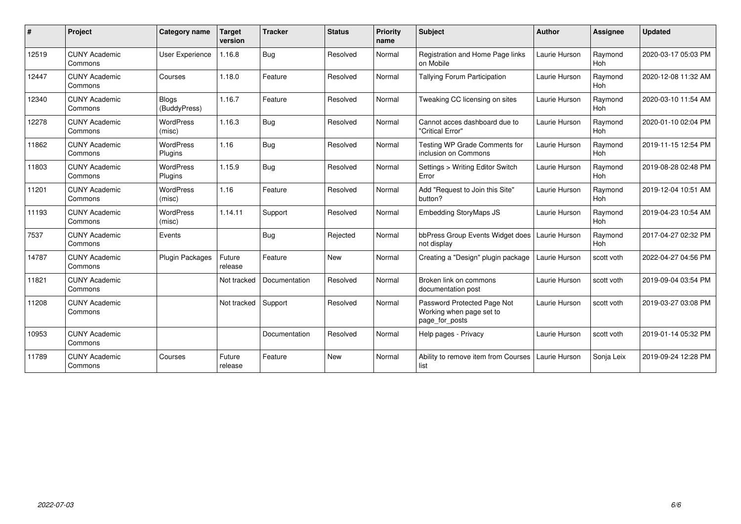| # | Project | Category name | Target version | Tracker | Status | Priority name | Subject | Author | Assignee | Updated |
|---|---|---|---|---|---|---|---|---|---|---|
| 12519 | CUNY Academic Commons | User Experience | 1.16.8 | Bug | Resolved | Normal | Registration and Home Page links on Mobile | Laurie Hurson | Raymond Hoh | 2020-03-17 05:03 PM |
| 12447 | CUNY Academic Commons | Courses | 1.18.0 | Feature | Resolved | Normal | Tallying Forum Participation | Laurie Hurson | Raymond Hoh | 2020-12-08 11:32 AM |
| 12340 | CUNY Academic Commons | Blogs (BuddyPress) | 1.16.7 | Feature | Resolved | Normal | Tweaking CC licensing on sites | Laurie Hurson | Raymond Hoh | 2020-03-10 11:54 AM |
| 12278 | CUNY Academic Commons | WordPress (misc) | 1.16.3 | Bug | Resolved | Normal | Cannot acces dashboard due to "Critical Error" | Laurie Hurson | Raymond Hoh | 2020-01-10 02:04 PM |
| 11862 | CUNY Academic Commons | WordPress Plugins | 1.16 | Bug | Resolved | Normal | Testing WP Grade Comments for inclusion on Commons | Laurie Hurson | Raymond Hoh | 2019-11-15 12:54 PM |
| 11803 | CUNY Academic Commons | WordPress Plugins | 1.15.9 | Bug | Resolved | Normal | Settings > Writing Editor Switch Error | Laurie Hurson | Raymond Hoh | 2019-08-28 02:48 PM |
| 11201 | CUNY Academic Commons | WordPress (misc) | 1.16 | Feature | Resolved | Normal | Add "Request to Join this Site" button? | Laurie Hurson | Raymond Hoh | 2019-12-04 10:51 AM |
| 11193 | CUNY Academic Commons | WordPress (misc) | 1.14.11 | Support | Resolved | Normal | Embedding StoryMaps JS | Laurie Hurson | Raymond Hoh | 2019-04-23 10:54 AM |
| 7537 | CUNY Academic Commons | Events | | Bug | Rejected | Normal | bbPress Group Events Widget does not display | Laurie Hurson | Raymond Hoh | 2017-04-27 02:32 PM |
| 14787 | CUNY Academic Commons | Plugin Packages | Future release | Feature | New | Normal | Creating a "Design" plugin package | Laurie Hurson | scott voth | 2022-04-27 04:56 PM |
| 11821 | CUNY Academic Commons | | Not tracked | Documentation | Resolved | Normal | Broken link on commons documentation post | Laurie Hurson | scott voth | 2019-09-04 03:54 PM |
| 11208 | CUNY Academic Commons | | Not tracked | Support | Resolved | Normal | Password Protected Page Not Working when page set to page_for_posts | Laurie Hurson | scott voth | 2019-03-27 03:08 PM |
| 10953 | CUNY Academic Commons | | | Documentation | Resolved | Normal | Help pages - Privacy | Laurie Hurson | scott voth | 2019-01-14 05:32 PM |
| 11789 | CUNY Academic Commons | Courses | Future release | Feature | New | Normal | Ability to remove item from Courses list | Laurie Hurson | Sonja Leix | 2019-09-24 12:28 PM |